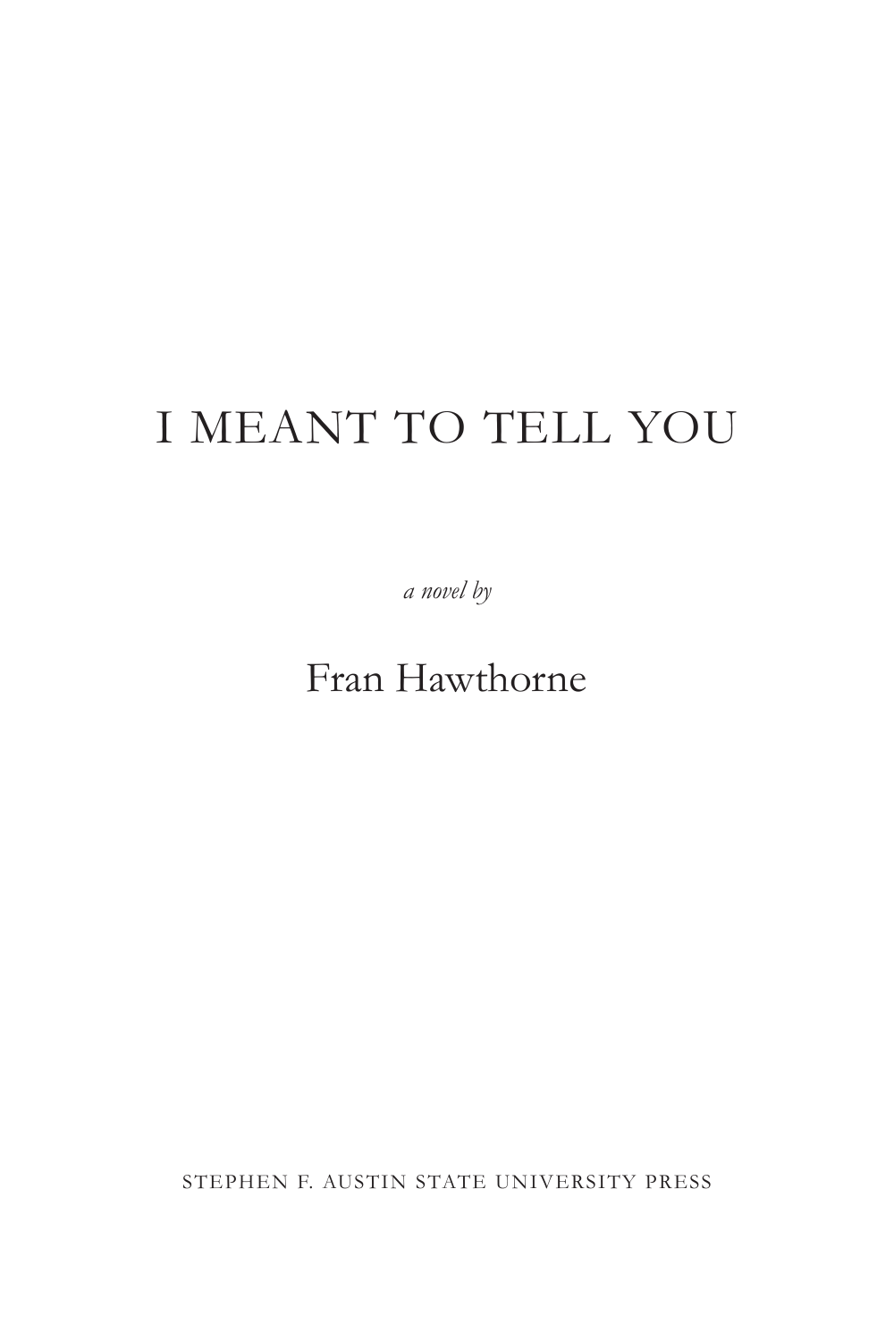# I MEANT TO TELL YOU

*a novel by*

Fran Hawthorne

STEPHEN F. AUSTIN STATE UNIVERSITY PRESS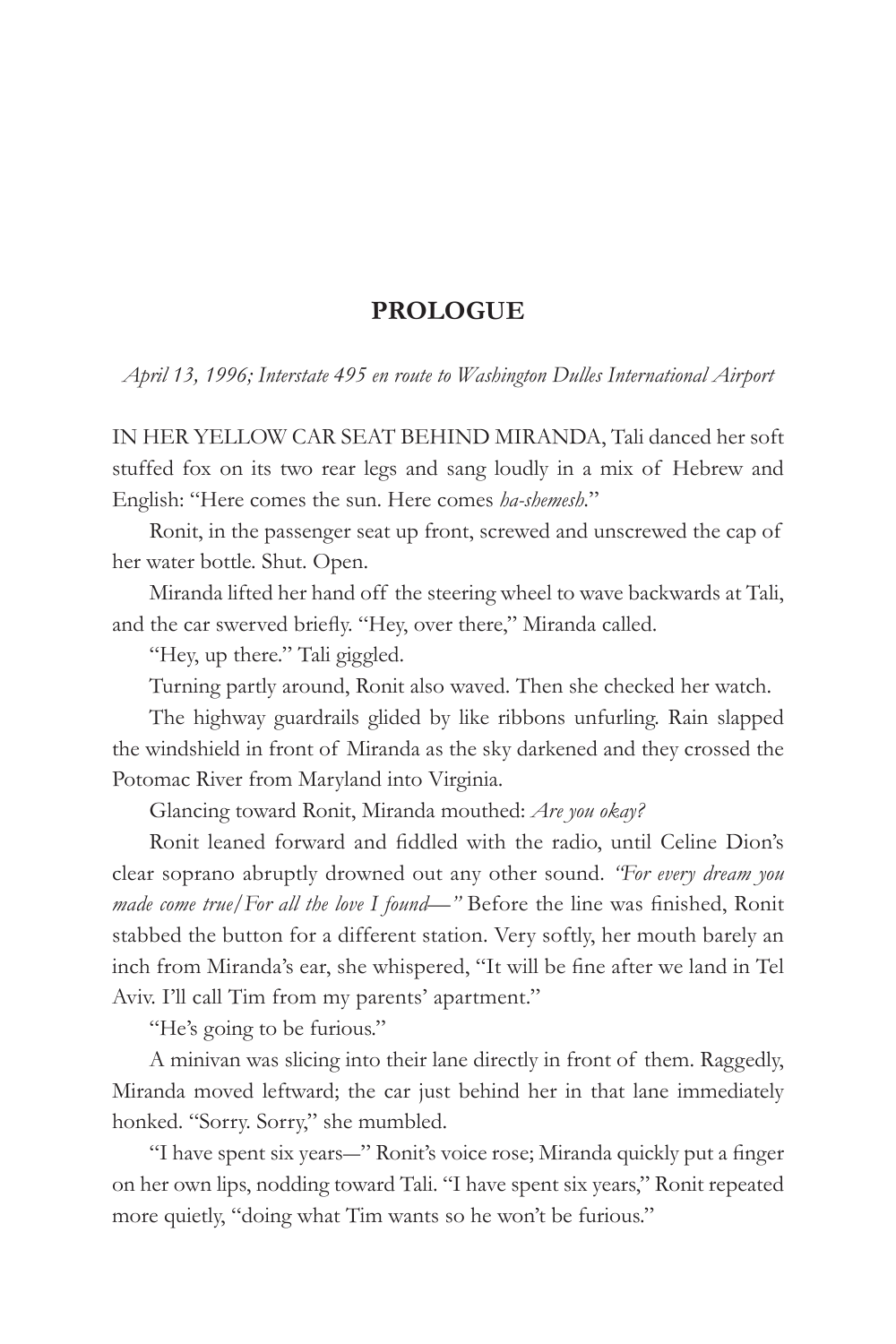# PROLOGUE

*April 13, 1996; Interstate 495 en route to Washington Dulles International Airport*

IN HER YELLOW CAR SEAT BEHIND MIRANDA, Tali danced her soft stuffed fox on its two rear legs and sang loudly in a mix of Hebrew and English: "Here comes the sun. Here comes *ha-shemesh*."

Ronit, in the passenger seat up front, screwed and unscrewed the cap of her water bottle. Shut. Open.

Miranda lifted her hand off the steering wheel to wave backwards at Tali, and the car swerved briefly. "Hey, over there," Miranda called.

"Hey, up there." Tali giggled.

Turning partly around, Ronit also waved. Then she checked her watch.

The highway guardrails glided by like ribbons unfurling. Rain slapped the windshield in front of Miranda as the sky darkened and they crossed the Potomac River from Maryland into Virginia.

Glancing toward Ronit, Miranda mouthed: *Are you okay?*

Ronit leaned forward and fiddled with the radio, until Celine Dion's clear soprano abruptly drowned out any other sound. *"For every dream you made come true/For all the love I found—"* Before the line was finished, Ronit stabbed the button for a different station. Very softly, her mouth barely an inch from Miranda's ear, she whispered, "It will be fine after we land in Tel Aviv. I'll call Tim from my parents' apartment."

"He's going to be furious."

A minivan was slicing into their lane directly in front of them. Raggedly, Miranda moved leftward; the car just behind her in that lane immediately honked. "Sorry. Sorry," she mumbled.

"I have spent six years—" Ronit's voice rose; Miranda quickly put a finger on her own lips, nodding toward Tali. "I have spent six years," Ronit repeated more quietly, "doing what Tim wants so he won't be furious."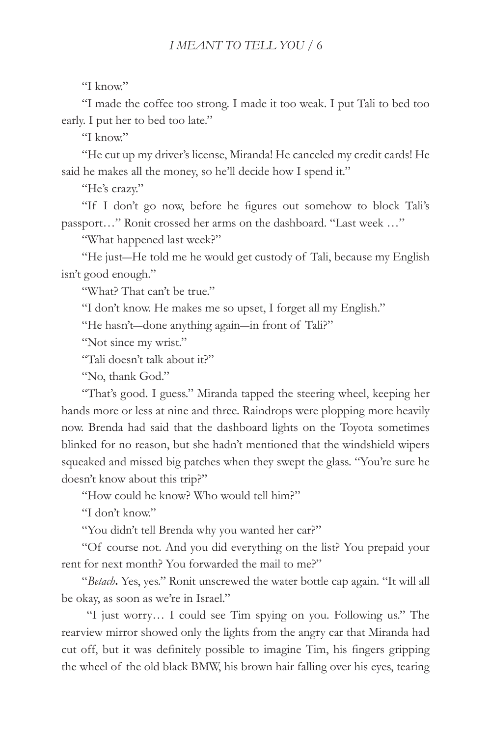"I know."

"I made the coffee too strong. I made it too weak. I put Tali to bed too early. I put her to bed too late."

"I know."

"He cut up my driver's license, Miranda! He canceled my credit cards! He said he makes all the money, so he'll decide how I spend it."

"He's crazy."

"If I don't go now, before he figures out somehow to block Tali's passport…" Ronit crossed her arms on the dashboard. "Last week …"

"What happened last week?"

"He just—He told me he would get custody of Tali, because my English isn't good enough."

"What? That can't be true."

"I don't know. He makes me so upset, I forget all my English."

"He hasn't—done anything again—in front of Tali?"

"Not since my wrist."

"Tali doesn't talk about it?"

"No, thank God."

"That's good. I guess." Miranda tapped the steering wheel, keeping her hands more or less at nine and three. Raindrops were plopping more heavily now. Brenda had said that the dashboard lights on the Toyota sometimes blinked for no reason, but she hadn't mentioned that the windshield wipers squeaked and missed big patches when they swept the glass. "You're sure he doesn't know about this trip?"

"How could he know? Who would tell him?"

"I don't know."

"You didn't tell Brenda why you wanted her car?"

"Of course not. And you did everything on the list? You prepaid your rent for next month? You forwarded the mail to me?"

"*Betach***.** Yes, yes." Ronit unscrewed the water bottle cap again. "It will all be okay, as soon as we're in Israel."

"I just worry… I could see Tim spying on you. Following us." The rearview mirror showed only the lights from the angry car that Miranda had cut off, but it was definitely possible to imagine Tim, his fingers gripping the wheel of the old black BMW, his brown hair falling over his eyes, tearing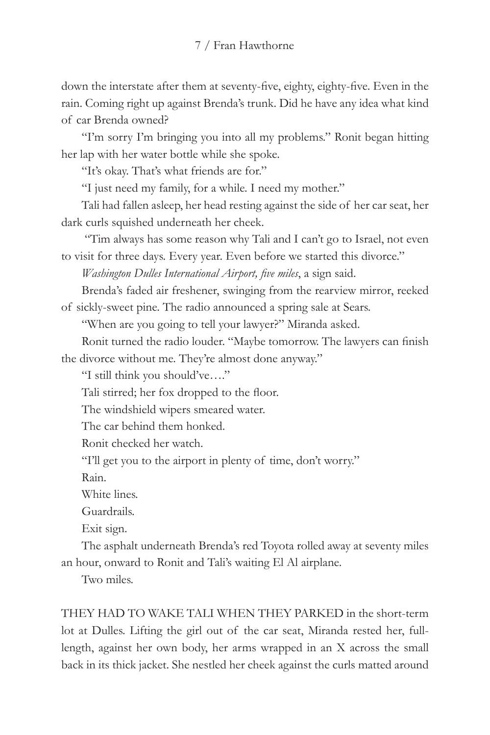down the interstate after them at seventy-five, eighty, eighty-five. Even in the rain. Coming right up against Brenda's trunk. Did he have any idea what kind of car Brenda owned?

"I'm sorry I'm bringing you into all my problems." Ronit began hitting her lap with her water bottle while she spoke.

"It's okay. That's what friends are for."

"I just need my family, for a while. I need my mother."

Tali had fallen asleep, her head resting against the side of her car seat, her dark curls squished underneath her cheek.

"Tim always has some reason why Tali and I can't go to Israel, not even to visit for three days. Every year. Even before we started this divorce."

*Washington Dulles International Airport, five miles*, a sign said.

Brenda's faded air freshener, swinging from the rearview mirror, reeked of sickly-sweet pine. The radio announced a spring sale at Sears.

"When are you going to tell your lawyer?" Miranda asked.

Ronit turned the radio louder. "Maybe tomorrow. The lawyers can finish the divorce without me. They're almost done anyway."

"I still think you should've…."

Tali stirred; her fox dropped to the floor.

The windshield wipers smeared water.

The car behind them honked.

Ronit checked her watch.

"I'll get you to the airport in plenty of time, don't worry."

Rain.

White lines.

Guardrails.

Exit sign.

The asphalt underneath Brenda's red Toyota rolled away at seventy miles an hour, onward to Ronit and Tali's waiting El Al airplane.

Two miles.

THEY HAD TO WAKE TALI WHEN THEY PARKED in the short-term lot at Dulles. Lifting the girl out of the car seat, Miranda rested her, full-length, against her own body, her arms wrapped in an X across the small back in its thick jacket. She nestled her cheek against the curls matted around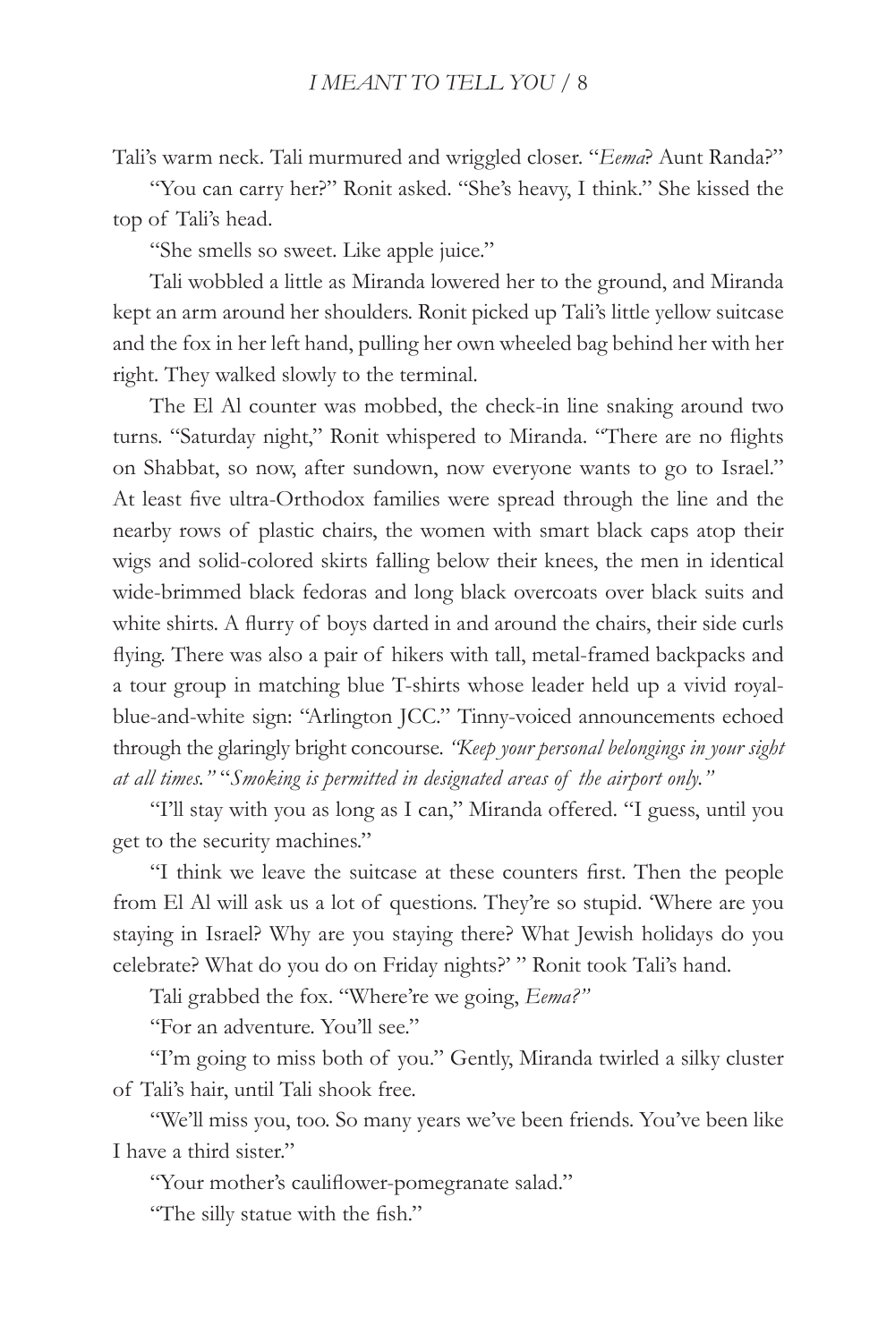Tali's warm neck. Tali murmured and wriggled closer. "*Eema*? Aunt Randa?"

"You can carry her?" Ronit asked. "She's heavy, I think." She kissed the top of Tali's head.

"She smells so sweet. Like apple juice."

Tali wobbled a little as Miranda lowered her to the ground, and Miranda kept an arm around her shoulders. Ronit picked up Tali's little yellow suitcase and the fox in her left hand, pulling her own wheeled bag behind her with her right. They walked slowly to the terminal.

The El Al counter was mobbed, the check-in line snaking around two turns. "Saturday night," Ronit whispered to Miranda. "There are no flights on Shabbat, so now, after sundown, now everyone wants to go to Israel." At least five ultra-Orthodox families were spread through the line and the nearby rows of plastic chairs, the women with smart black caps atop their wigs and solid-colored skirts falling below their knees, the men in identical wide-brimmed black fedoras and long black overcoats over black suits and white shirts. A flurry of boys darted in and around the chairs, their side curls flying. There was also a pair of hikers with tall, metal-framed backpacks and a tour group in matching blue T-shirts whose leader held up a vivid royal-blue-and-white sign: "Arlington JCC." Tinny-voiced announcements echoed through the glaringly bright concourse. *"Keep your personal belongings in your sight at all times." "Smoking is permitted in designated areas of the airport only."*

"I'll stay with you as long as I can," Miranda offered. "I guess, until you get to the security machines."

"I think we leave the suitcase at these counters first. Then the people from El Al will ask us a lot of questions. They're so stupid. 'Where are you staying in Israel? Why are you staying there? What Jewish holidays do you celebrate? What do you do on Friday nights?' " Ronit took Tali's hand.

Tali grabbed the fox. "Where're we going, *Eema?"*

"For an adventure. You'll see."

"I'm going to miss both of you." Gently, Miranda twirled a silky cluster of Tali's hair, until Tali shook free.

"We'll miss you, too. So many years we've been friends. You've been like I have a third sister."

"Your mother's cauliflower-pomegranate salad."

"The silly statue with the fish."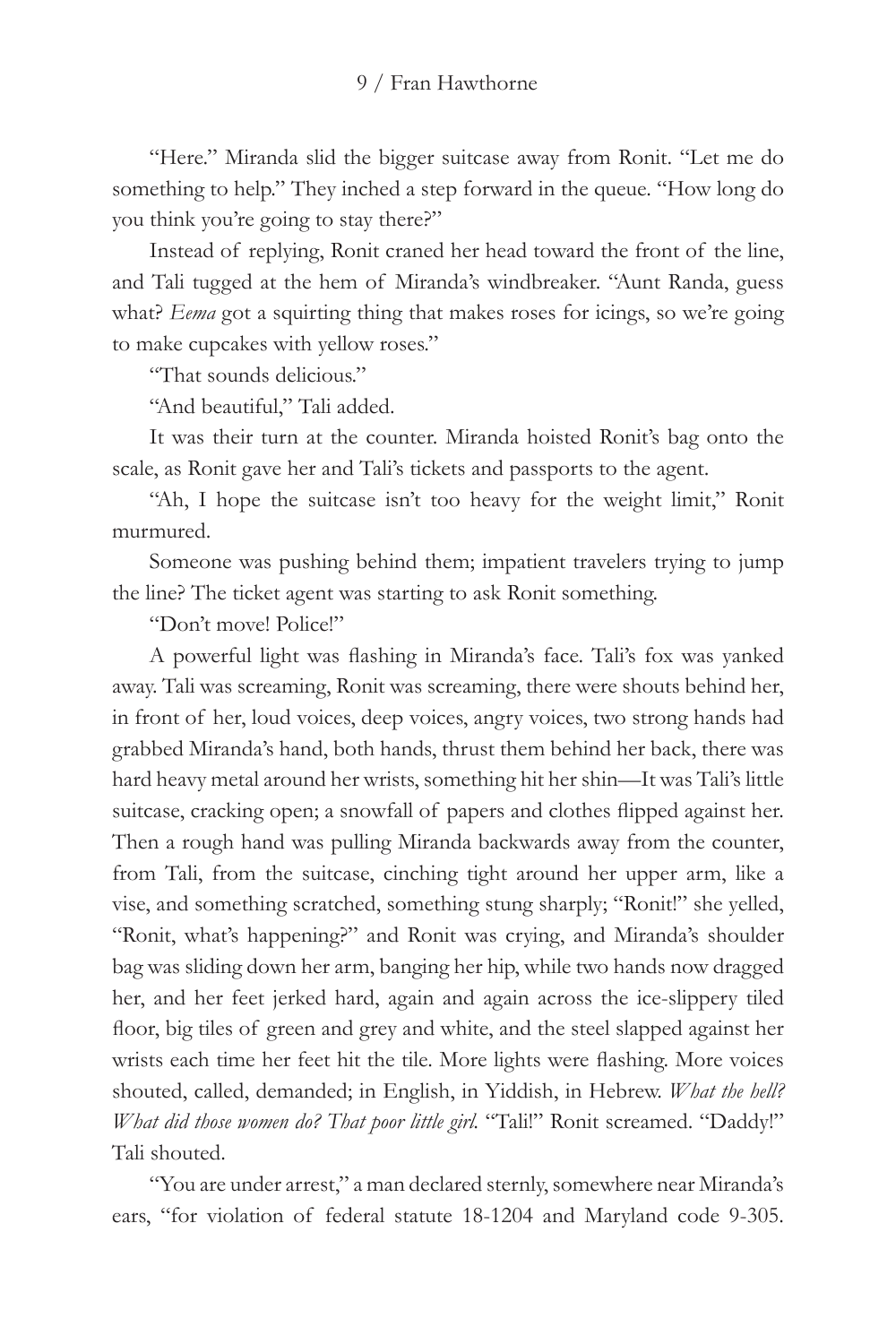"Here." Miranda slid the bigger suitcase away from Ronit. "Let me do something to help." They inched a step forward in the queue. "How long do you think you're going to stay there?"

Instead of replying, Ronit craned her head toward the front of the line, and Tali tugged at the hem of Miranda's windbreaker. "Aunt Randa, guess what? *Eema* got a squirting thing that makes roses for icings, so we're going to make cupcakes with yellow roses."

"That sounds delicious."

"And beautiful," Tali added.

It was their turn at the counter. Miranda hoisted Ronit's bag onto the scale, as Ronit gave her and Tali's tickets and passports to the agent.

"Ah, I hope the suitcase isn't too heavy for the weight limit," Ronit murmured.

Someone was pushing behind them; impatient travelers trying to jump the line? The ticket agent was starting to ask Ronit something.

"Don't move! Police!"

A powerful light was flashing in Miranda's face. Tali's fox was yanked away. Tali was screaming, Ronit was screaming, there were shouts behind her, in front of her, loud voices, deep voices, angry voices, two strong hands had grabbed Miranda's hand, both hands, thrust them behind her back, there was hard heavy metal around her wrists, something hit her shin—It was Tali's little suitcase, cracking open; a snowfall of papers and clothes flipped against her. Then a rough hand was pulling Miranda backwards away from the counter, from Tali, from the suitcase, cinching tight around her upper arm, like a vise, and something scratched, something stung sharply; "Ronit!" she yelled, "Ronit, what's happening?" and Ronit was crying, and Miranda's shoulder bag was sliding down her arm, banging her hip, while two hands now dragged her, and her feet jerked hard, again and again across the ice-slippery tiled floor, big tiles of green and grey and white, and the steel slapped against her wrists each time her feet hit the tile. More lights were flashing. More voices shouted, called, demanded; in English, in Yiddish, in Hebrew. *What the hell? What did those women do? That poor little girl.* "Tali!" Ronit screamed. "Daddy!" Tali shouted.

"You are under arrest," a man declared sternly, somewhere near Miranda's ears, "for violation of federal statute 18-1204 and Maryland code 9-305.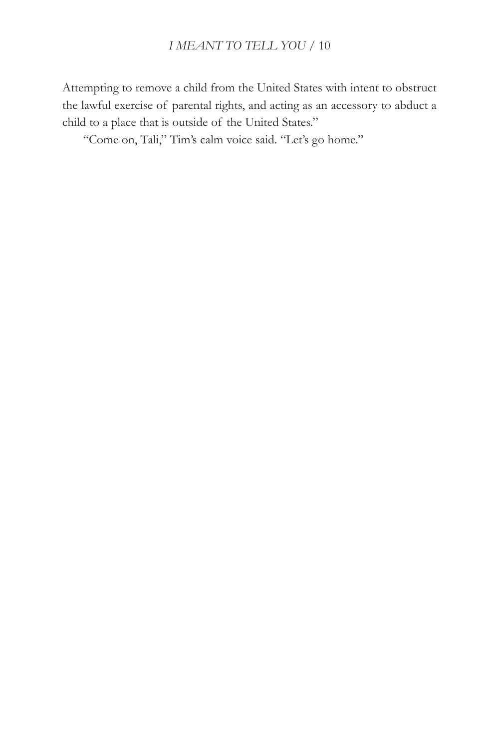Attempting to remove a child from the United States with intent to obstruct the lawful exercise of parental rights, and acting as an accessory to abduct a child to a place that is outside of the United States."

"Come on, Tali," Tim's calm voice said. "Let's go home."